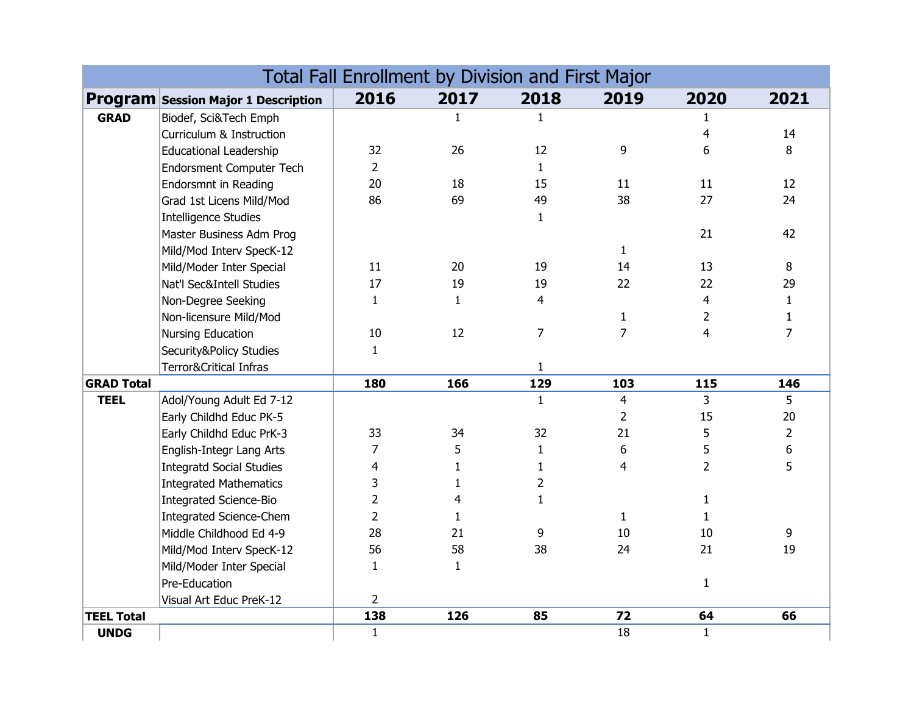| Total Fall Enrollment by Division and First Major | | | | | | | |
|---|---|---|---|---|---|---|---|
| **Program** | **Session Major 1 Description** | **2016** | **2017** | **2018** | **2019** | **2020** | **2021** |
| **GRAD** | Biodef, Sci&Tech Emph | | 1 | 1 | | 1 | |
| | Curriculum & Instruction | | | | | 4 | 14 |
| | Educational Leadership | 32 | 26 | 12 | 9 | 6 | 8 |
| | Endorsment Computer Tech | 2 | | 1 | | | |
| | Endorsmnt in Reading | 20 | 18 | 15 | 11 | 11 | 12 |
| | Grad 1st Licens Mild/Mod | 86 | 69 | 49 | 38 | 27 | 24 |
| | Intelligence Studies | | | 1 | | | |
| | Master Business Adm Prog | | | | | 21 | 42 |
| | Mild/Mod Interv SpecK-12 | | | | 1 | | |
| | Mild/Moder Inter Special | 11 | 20 | 19 | 14 | 13 | 8 |
| | Nat'l Sec&Intell Studies | 17 | 19 | 19 | 22 | 22 | 29 |
| | Non-Degree Seeking | 1 | 1 | 4 | | 4 | 1 |
| | Non-licensure Mild/Mod | | | | 1 | 2 | 1 |
| | Nursing Education | 10 | 12 | 7 | 7 | 4 | 7 |
| | Security&Policy Studies | 1 | | | | | |
| | Terror&Critical Infras | | | 1 | | | |
| **GRAD Total** | | **180** | **166** | **129** | **103** | **115** | **146** |
| **TEEL** | Adol/Young Adult Ed 7-12 | | | 1 | 4 | 3 | 5 |
| | Early Childhd Educ PK-5 | | | | 2 | 15 | 20 |
| | Early Childhd Educ PrK-3 | 33 | 34 | 32 | 21 | 5 | 2 |
| | English-Integr Lang Arts | 7 | 5 | 1 | 6 | 5 | 6 |
| | Integratd Social Studies | 4 | 1 | 1 | 4 | 2 | 5 |
| | Integrated Mathematics | 3 | 1 | 2 | | | |
| | Integrated Science-Bio | 2 | 4 | 1 | | 1 | |
| | Integrated Science-Chem | 2 | 1 | | 1 | 1 | |
| | Middle Childhood Ed 4-9 | 28 | 21 | 9 | 10 | 10 | 9 |
| | Mild/Mod Interv SpecK-12 | 56 | 58 | 38 | 24 | 21 | 19 |
| | Mild/Moder Inter Special | 1 | 1 | | | | |
| | Pre-Education | | | | | 1 | |
| | Visual Art Educ PreK-12 | 2 | | | | | |
| **TEEL Total** | | **138** | **126** | **85** | **72** | **64** | **66** |
| **UNDG** | | 1 | | | 18 | 1 | |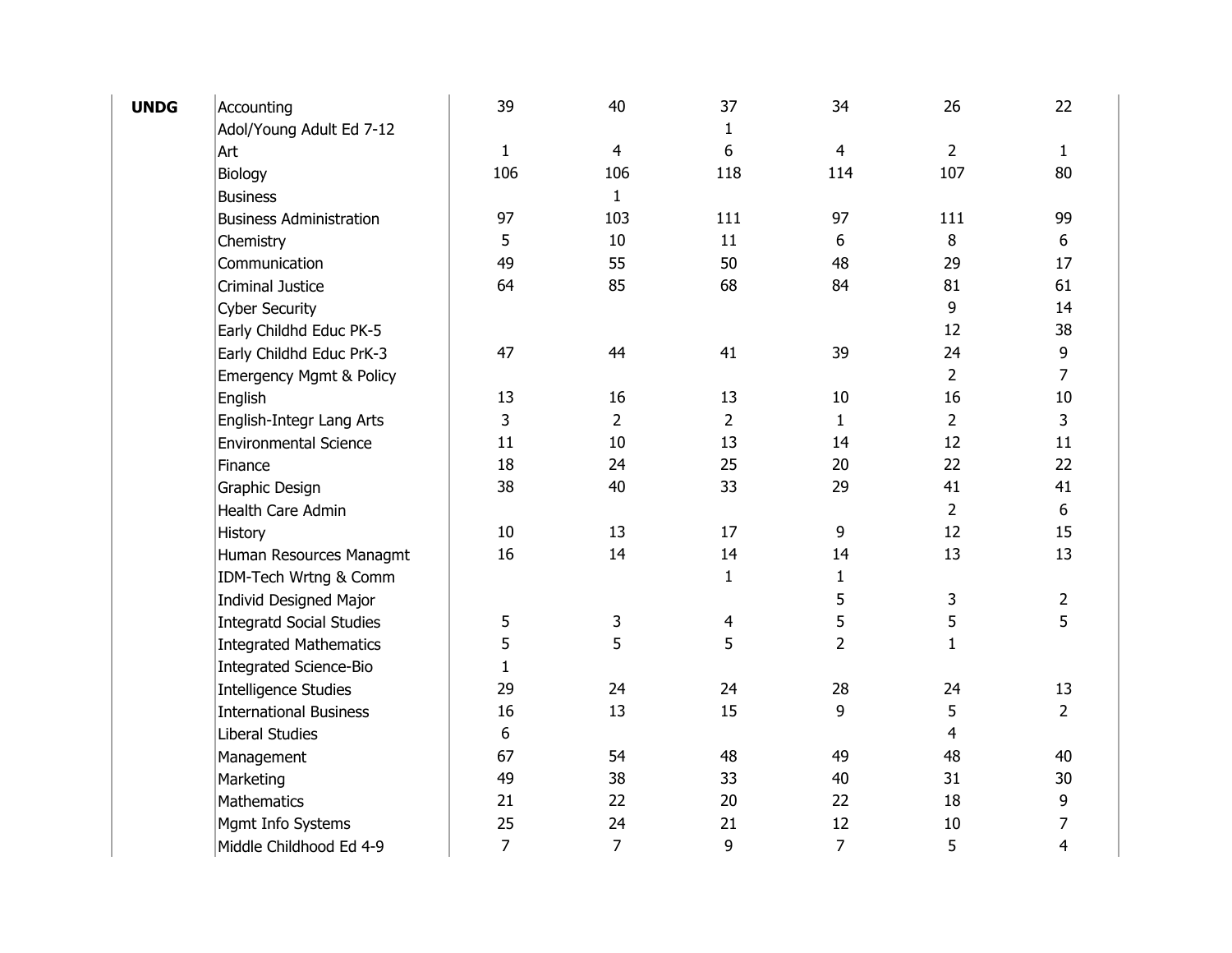| | | | | | | | |
|---|---|---|---|---|---|---|---|
| **UNDG** | Accounting | 39 | 40 | 37 | 34 | 26 | 22 |
| | Adol/Young Adult Ed 7-12 | | | 1 | | | |
| | Art | 1 | 4 | 6 | 4 | 2 | 1 |
| | Biology | 106 | 106 | 118 | 114 | 107 | 80 |
| | Business | | 1 | | | | |
| | Business Administration | 97 | 103 | 111 | 97 | 111 | 99 |
| | Chemistry | 5 | 10 | 11 | 6 | 8 | 6 |
| | Communication | 49 | 55 | 50 | 48 | 29 | 17 |
| | Criminal Justice | 64 | 85 | 68 | 84 | 81 | 61 |
| | Cyber Security | | | | | 9 | 14 |
| | Early Childhd Educ PK-5 | | | | | 12 | 38 |
| | Early Childhd Educ PrK-3 | 47 | 44 | 41 | 39 | 24 | 9 |
| | Emergency Mgmt & Policy | | | | | 2 | 7 |
| | English | 13 | 16 | 13 | 10 | 16 | 10 |
| | English-Integr Lang Arts | 3 | 2 | 2 | 1 | 2 | 3 |
| | Environmental Science | 11 | 10 | 13 | 14 | 12 | 11 |
| | Finance | 18 | 24 | 25 | 20 | 22 | 22 |
| | Graphic Design | 38 | 40 | 33 | 29 | 41 | 41 |
| | Health Care Admin | | | | | 2 | 6 |
| | History | 10 | 13 | 17 | 9 | 12 | 15 |
| | Human Resources Managmt | 16 | 14 | 14 | 14 | 13 | 13 |
| | IDM-Tech Wrtng & Comm | | | 1 | 1 | | |
| | Individ Designed Major | | | | 5 | 3 | 2 |
| | Integratd Social Studies | 5 | 3 | 4 | 5 | 5 | 5 |
| | Integrated Mathematics | 5 | 5 | 5 | 2 | 1 | |
| | Integrated Science-Bio | 1 | | | | | |
| | Intelligence Studies | 29 | 24 | 24 | 28 | 24 | 13 |
| | International Business | 16 | 13 | 15 | 9 | 5 | 2 |
| | Liberal Studies | 6 | | | | 4 | |
| | Management | 67 | 54 | 48 | 49 | 48 | 40 |
| | Marketing | 49 | 38 | 33 | 40 | 31 | 30 |
| | Mathematics | 21 | 22 | 20 | 22 | 18 | 9 |
| | Mgmt Info Systems | 25 | 24 | 21 | 12 | 10 | 7 |
| | Middle Childhood Ed 4-9 | 7 | 7 | 9 | 7 | 5 | 4 |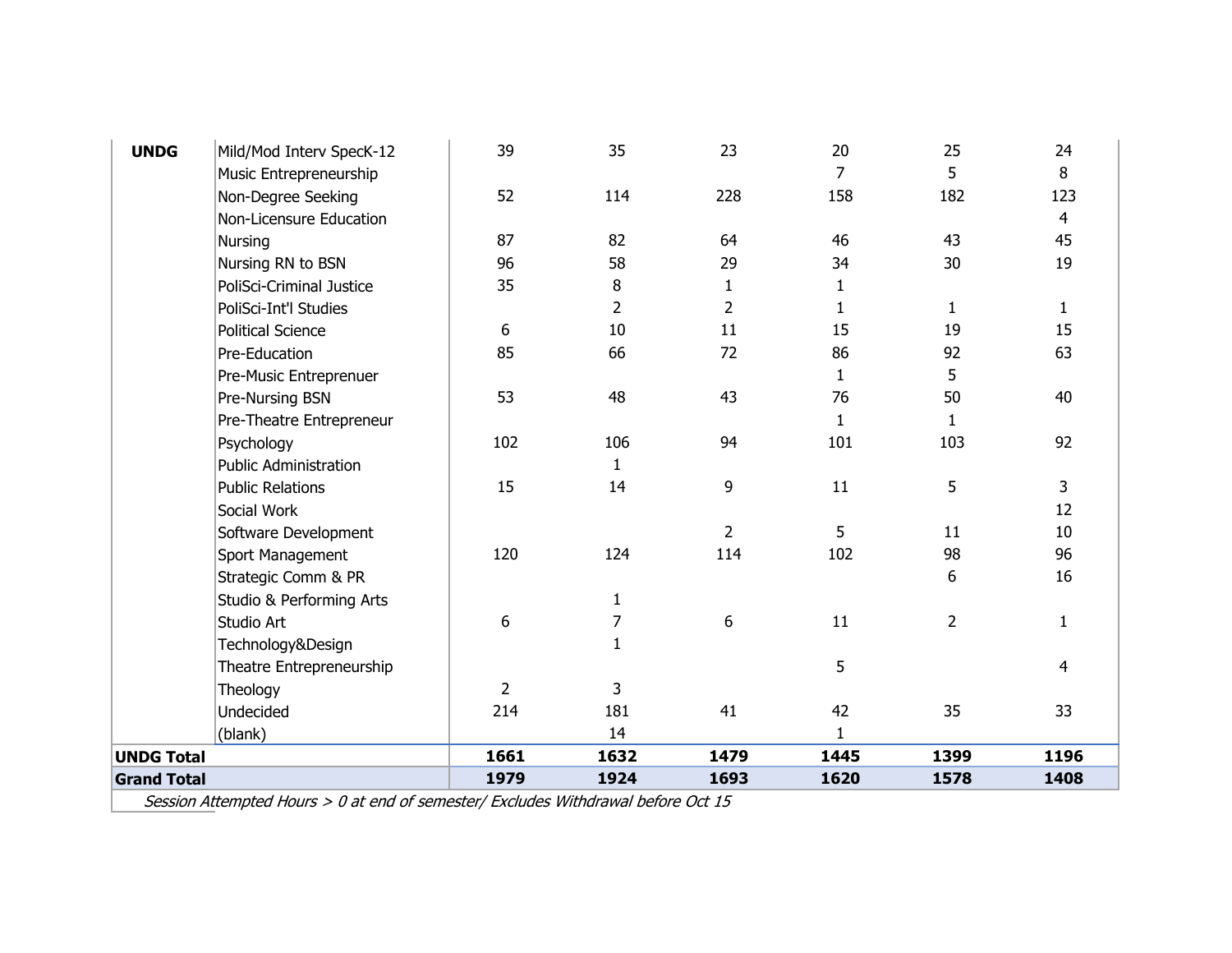| | | | | | | | |
|---|---|---|---|---|---|---|---|
| **UNDG** | Mild/Mod Interv SpecK-12 | 39 | 35 | 23 | 20 | 25 | 24 |
| | Music Entrepreneurship | | | | 7 | 5 | 8 |
| | Non-Degree Seeking | 52 | 114 | 228 | 158 | 182 | 123 |
| | Non-Licensure Education | | | | | | 4 |
| | Nursing | 87 | 82 | 64 | 46 | 43 | 45 |
| | Nursing RN to BSN | 96 | 58 | 29 | 34 | 30 | 19 |
| | PoliSci-Criminal Justice | 35 | 8 | 1 | 1 | | |
| | PoliSci-Int'l Studies | | 2 | 2 | 1 | 1 | 1 |
| | Political Science | 6 | 10 | 11 | 15 | 19 | 15 |
| | Pre-Education | 85 | 66 | 72 | 86 | 92 | 63 |
| | Pre-Music Entreprenuer | | | | 1 | 5 | |
| | Pre-Nursing BSN | 53 | 48 | 43 | 76 | 50 | 40 |
| | Pre-Theatre Entrepreneur | | | | 1 | 1 | |
| | Psychology | 102 | 106 | 94 | 101 | 103 | 92 |
| | Public Administration | | 1 | | | | |
| | Public Relations | 15 | 14 | 9 | 11 | 5 | 3 |
| | Social Work | | | | | | 12 |
| | Software Development | | | 2 | 5 | 11 | 10 |
| | Sport Management | 120 | 124 | 114 | 102 | 98 | 96 |
| | Strategic Comm & PR | | | | | 6 | 16 |
| | Studio & Performing Arts | | 1 | | | | |
| | Studio Art | 6 | 7 | 6 | 11 | 2 | 1 |
| | Technology&Design | | 1 | | | | |
| | Theatre Entrepreneurship | | | | 5 | | 4 |
| | Theology | 2 | 3 | | | | |
| | Undecided | 214 | 181 | 41 | 42 | 35 | 33 |
| | (blank) | | 14 | | 1 | | |
| **UNDG Total** | | **1661** | **1632** | **1479** | **1445** | **1399** | **1196** |
| **Grand Total** | | **1979** | **1924** | **1693** | **1620** | **1578** | **1408** |

*Session Attempted Hours > 0 at end of semester/ Excludes Withdrawal before Oct 15*